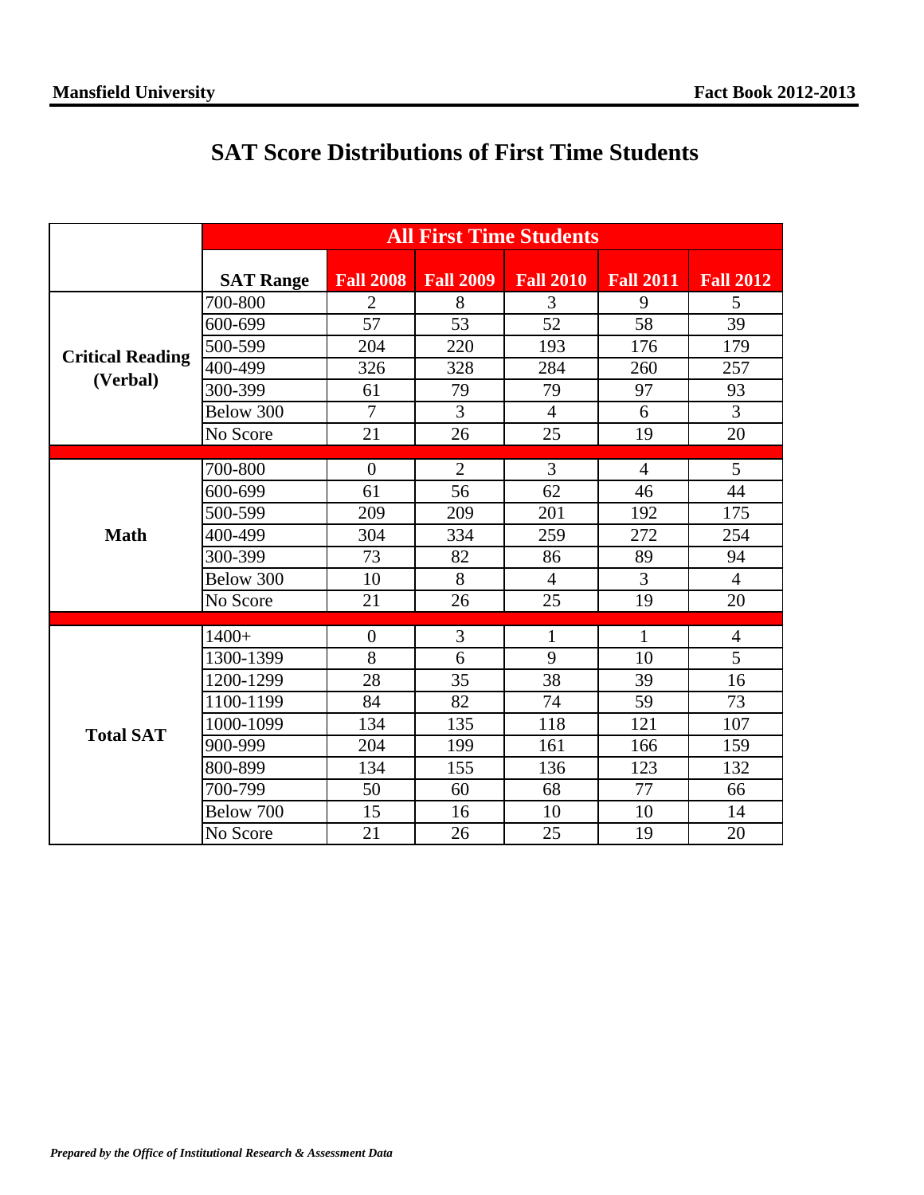# SAT Score Distributions of First Time Students

| | All First Time Students | | | | | |
|---|---|---|---|---|---|---|
| | **SAT Range** | **Fall 2008** | **Fall 2009** | **Fall 2010** | **Fall 2011** | **Fall 2012** |
| **Critical Reading (Verbal)** | 700-800 | 2 | 8 | 3 | 9 | 5 |
| | 600-699 | 57 | 53 | 52 | 58 | 39 |
| | 500-599 | 204 | 220 | 193 | 176 | 179 |
| | 400-499 | 326 | 328 | 284 | 260 | 257 |
| | 300-399 | 61 | 79 | 79 | 97 | 93 |
| | Below 300 | 7 | 3 | 4 | 6 | 3 |
| | No Score | 21 | 26 | 25 | 19 | 20 |
| **Math** | 700-800 | 0 | 2 | 3 | 4 | 5 |
| | 600-699 | 61 | 56 | 62 | 46 | 44 |
| | 500-599 | 209 | 209 | 201 | 192 | 175 |
| | 400-499 | 304 | 334 | 259 | 272 | 254 |
| | 300-399 | 73 | 82 | 86 | 89 | 94 |
| | Below 300 | 10 | 8 | 4 | 3 | 4 |
| | No Score | 21 | 26 | 25 | 19 | 20 |
| **Total SAT** | 1400+ | 0 | 3 | 1 | 1 | 4 |
| | 1300-1399 | 8 | 6 | 9 | 10 | 5 |
| | 1200-1299 | 28 | 35 | 38 | 39 | 16 |
| | 1100-1199 | 84 | 82 | 74 | 59 | 73 |
| | 1000-1099 | 134 | 135 | 118 | 121 | 107 |
| | 900-999 | 204 | 199 | 161 | 166 | 159 |
| | 800-899 | 134 | 155 | 136 | 123 | 132 |
| | 700-799 | 50 | 60 | 68 | 77 | 66 |
| | Below 700 | 15 | 16 | 10 | 10 | 14 |
| | No Score | 21 | 26 | 25 | 19 | 20 |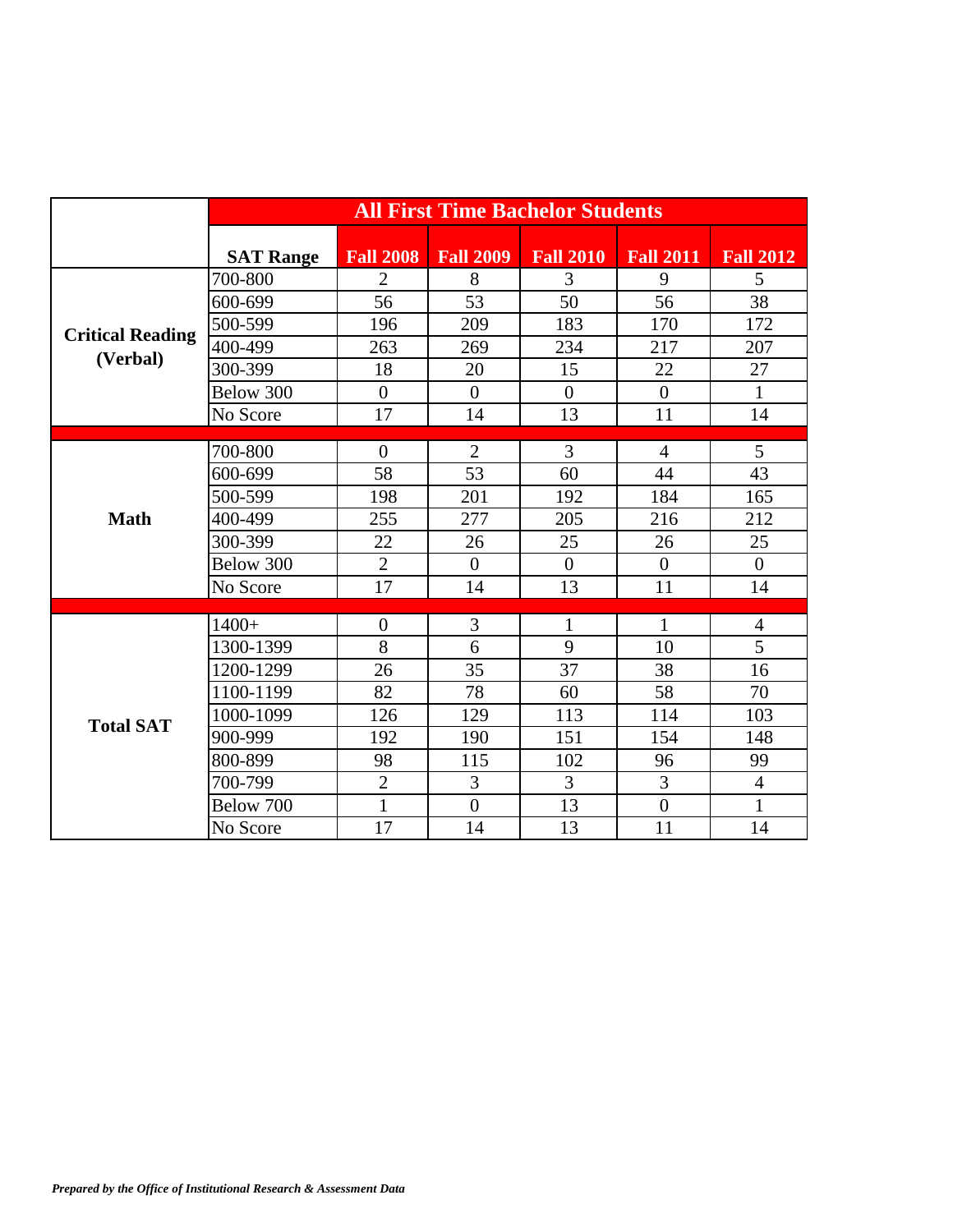| | All First Time Bachelor Students | | | | | |
|---|---|---|---|---|---|---|
| | **SAT Range** | **Fall 2008** | **Fall 2009** | **Fall 2010** | **Fall 2011** | **Fall 2012** |
| **Critical Reading (Verbal)** | 700-800 | 2 | 8 | 3 | 9 | 5 |
| | 600-699 | 56 | 53 | 50 | 56 | 38 |
| | 500-599 | 196 | 209 | 183 | 170 | 172 |
| | 400-499 | 263 | 269 | 234 | 217 | 207 |
| | 300-399 | 18 | 20 | 15 | 22 | 27 |
| | Below 300 | 0 | 0 | 0 | 0 | 1 |
| | No Score | 17 | 14 | 13 | 11 | 14 |
| **Math** | 700-800 | 0 | 2 | 3 | 4 | 5 |
| | 600-699 | 58 | 53 | 60 | 44 | 43 |
| | 500-599 | 198 | 201 | 192 | 184 | 165 |
| | 400-499 | 255 | 277 | 205 | 216 | 212 |
| | 300-399 | 22 | 26 | 25 | 26 | 25 |
| | Below 300 | 2 | 0 | 0 | 0 | 0 |
| | No Score | 17 | 14 | 13 | 11 | 14 |
| **Total SAT** | 1400+ | 0 | 3 | 1 | 1 | 4 |
| | 1300-1399 | 8 | 6 | 9 | 10 | 5 |
| | 1200-1299 | 26 | 35 | 37 | 38 | 16 |
| | 1100-1199 | 82 | 78 | 60 | 58 | 70 |
| | 1000-1099 | 126 | 129 | 113 | 114 | 103 |
| | 900-999 | 192 | 190 | 151 | 154 | 148 |
| | 800-899 | 98 | 115 | 102 | 96 | 99 |
| | 700-799 | 2 | 3 | 3 | 3 | 4 |
| | Below 700 | 1 | 0 | 13 | 0 | 1 |
| | No Score | 17 | 14 | 13 | 11 | 14 |

***Prepared by the Office of Institutional Research & Assessment Data***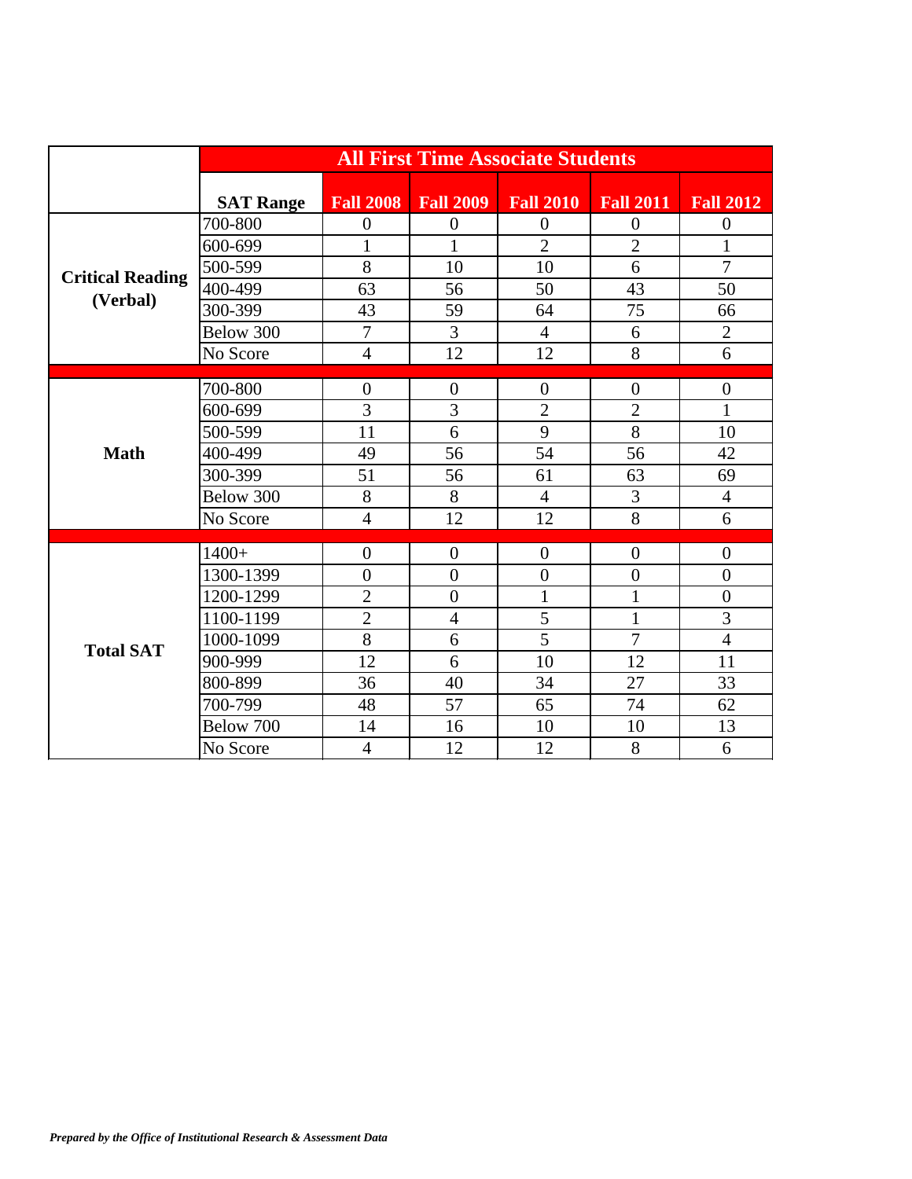| | All First Time Associate Students | | | | | |
|---|---|---|---|---|---|---|
| | **SAT Range** | **Fall 2008** | **Fall 2009** | **Fall 2010** | **Fall 2011** | **Fall 2012** |
| **Critical Reading (Verbal)** | 700-800 | 0 | 0 | 0 | 0 | 0 |
| | 600-699 | 1 | 1 | 2 | 2 | 1 |
| | 500-599 | 8 | 10 | 10 | 6 | 7 |
| | 400-499 | 63 | 56 | 50 | 43 | 50 |
| | 300-399 | 43 | 59 | 64 | 75 | 66 |
| | Below 300 | 7 | 3 | 4 | 6 | 2 |
| | No Score | 4 | 12 | 12 | 8 | 6 |
| **Math** | 700-800 | 0 | 0 | 0 | 0 | 0 |
| | 600-699 | 3 | 3 | 2 | 2 | 1 |
| | 500-599 | 11 | 6 | 9 | 8 | 10 |
| | 400-499 | 49 | 56 | 54 | 56 | 42 |
| | 300-399 | 51 | 56 | 61 | 63 | 69 |
| | Below 300 | 8 | 8 | 4 | 3 | 4 |
| | No Score | 4 | 12 | 12 | 8 | 6 |
| **Total SAT** | 1400+ | 0 | 0 | 0 | 0 | 0 |
| | 1300-1399 | 0 | 0 | 0 | 0 | 0 |
| | 1200-1299 | 2 | 0 | 1 | 1 | 0 |
| | 1100-1199 | 2 | 4 | 5 | 1 | 3 |
| | 1000-1099 | 8 | 6 | 5 | 7 | 4 |
| | 900-999 | 12 | 6 | 10 | 12 | 11 |
| | 800-899 | 36 | 40 | 34 | 27 | 33 |
| | 700-799 | 48 | 57 | 65 | 74 | 62 |
| | Below 700 | 14 | 16 | 10 | 10 | 13 |
| | No Score | 4 | 12 | 12 | 8 | 6 |

*Prepared by the Office of Institutional Research & Assessment Data*